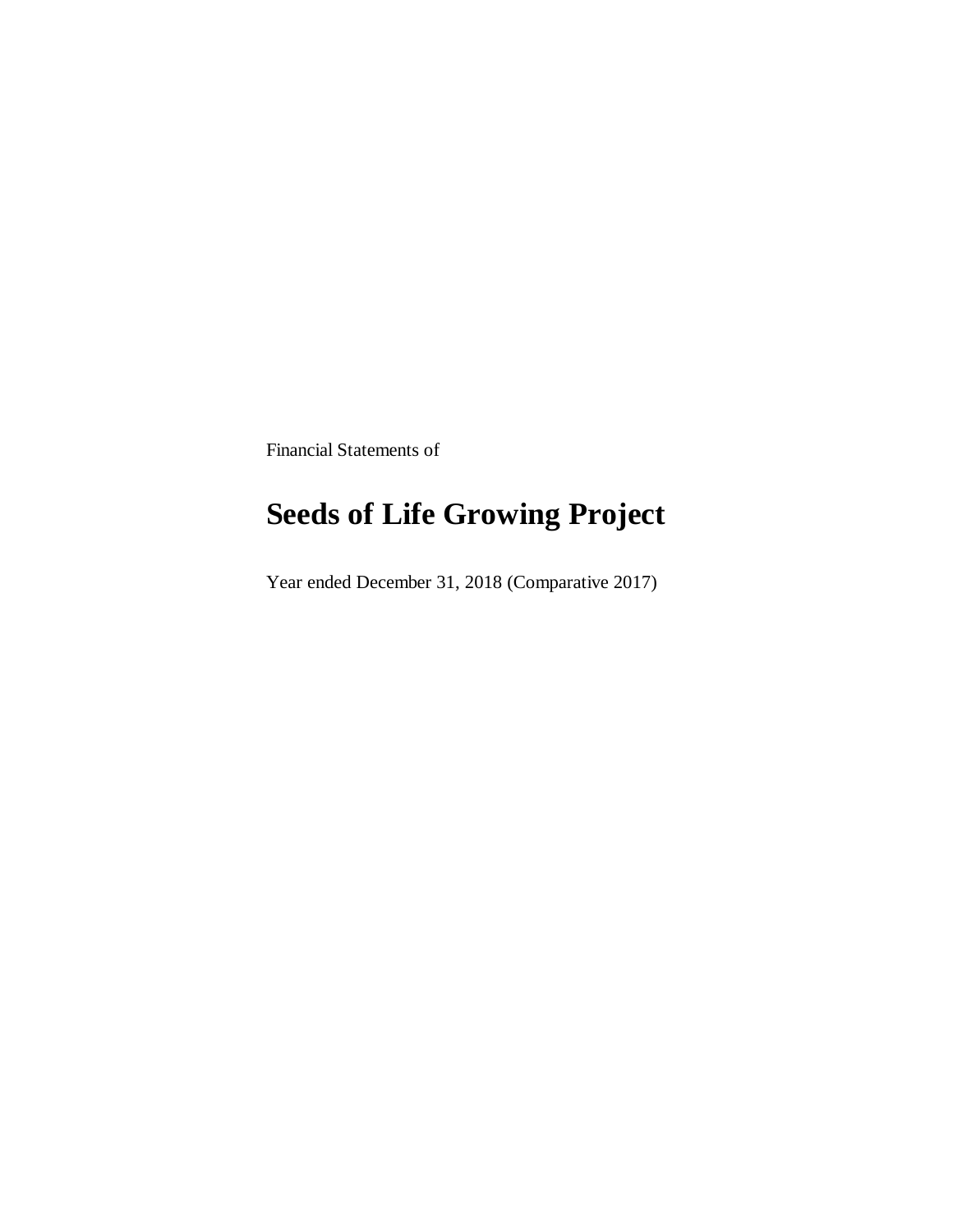Financial Statements of

# Seeds of Life Growing Project

Year ended December 31, 2018 (Comparative 2017)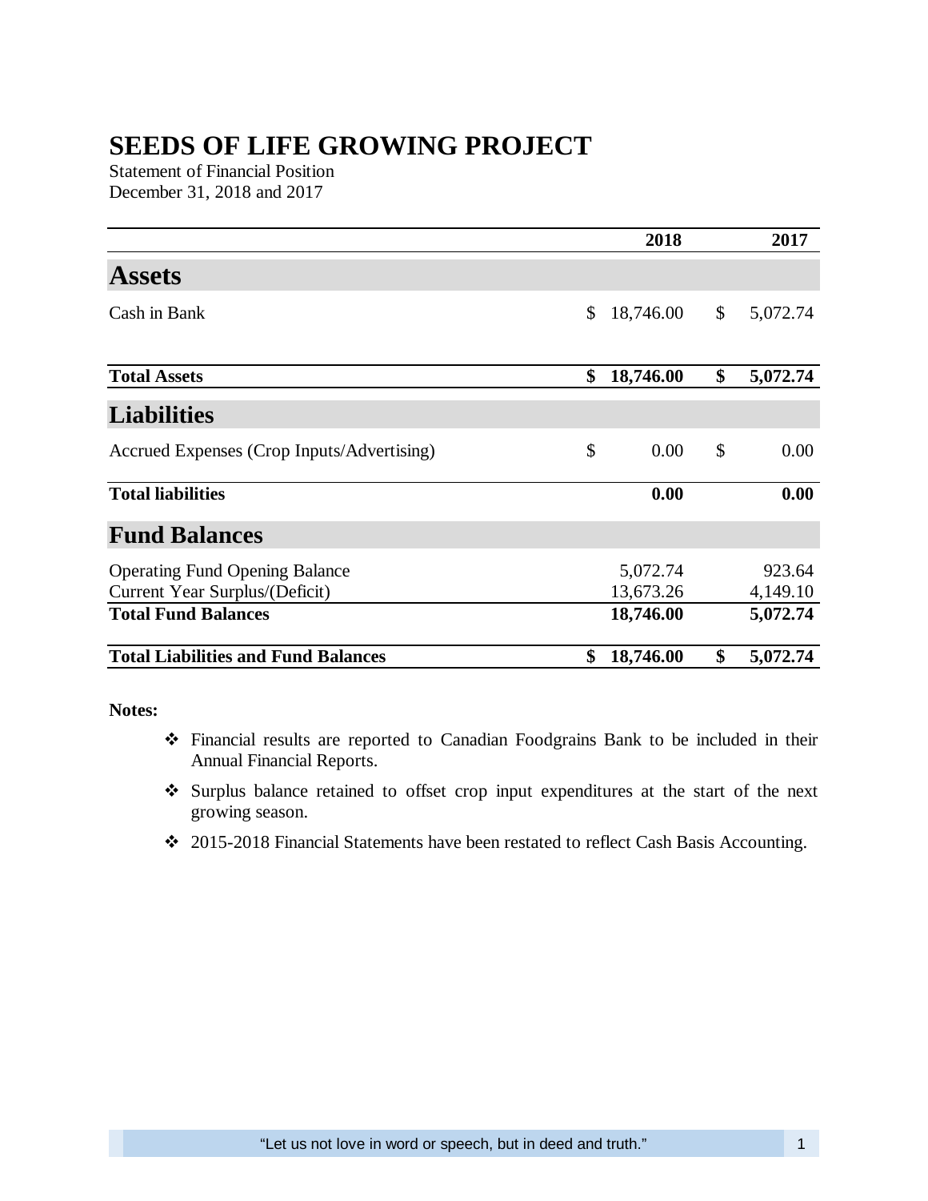# SEEDS OF LIFE GROWING PROJECT

Statement of Financial Position
December 31, 2018 and 2017

| | 2018 | 2017 |
|---|---|---|
| **Assets** | | |
| Cash in Bank | $ 18,746.00 | $ 5,072.74 |
| **Total Assets** | **$ 18,746.00** | **$ 5,072.74** |
| **Liabilities** | | |
| Accrued Expenses (Crop Inputs/Advertising) | $ 0.00 | $ 0.00 |
| **Total liabilities** | **0.00** | **0.00** |
| **Fund Balances** | | |
| Operating Fund Opening Balance | 5,072.74 | 923.64 |
| Current Year Surplus/(Deficit) | 13,673.26 | 4,149.10 |
| **Total Fund Balances** | **18,746.00** | **5,072.74** |
| **Total Liabilities and Fund Balances** | **$ 18,746.00** | **$ 5,072.74** |

**Notes:**

- Financial results are reported to Canadian Foodgrains Bank to be included in their Annual Financial Reports.
- Surplus balance retained to offset crop input expenditures at the start of the next growing season.
- 2015-2018 Financial Statements have been restated to reflect Cash Basis Accounting.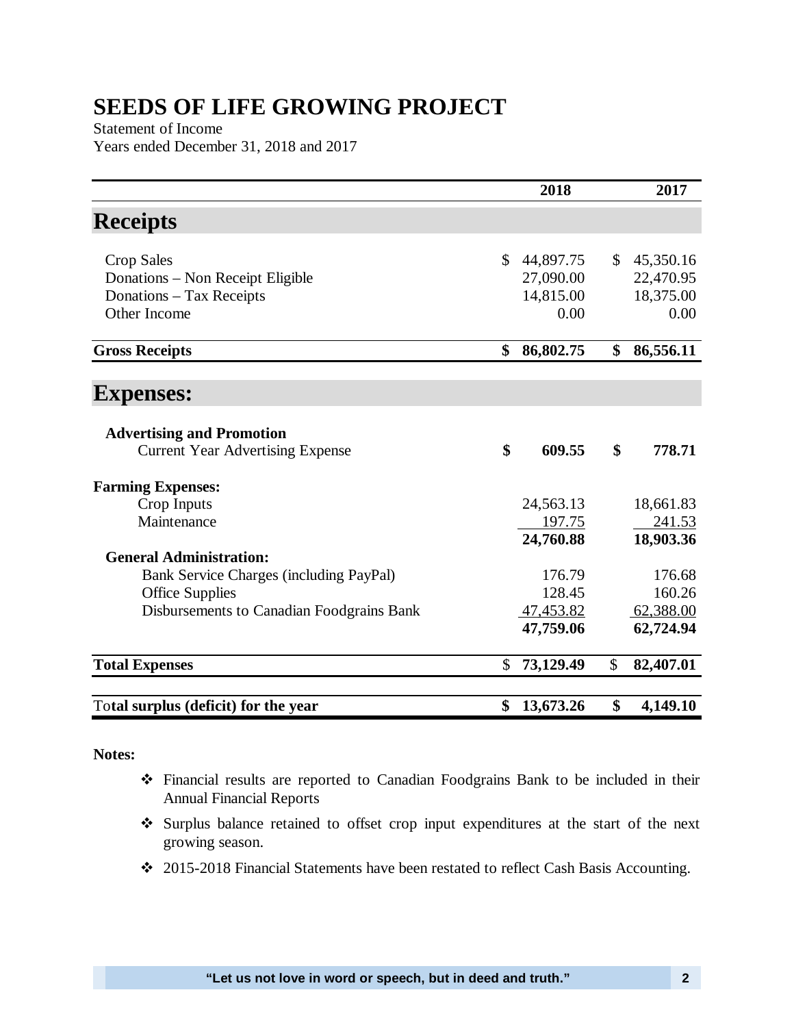# SEEDS OF LIFE GROWING PROJECT

Statement of Income
Years ended December 31, 2018 and 2017

| | 2018 | 2017 |
|---|---|---|
| **Receipts** | | |
| Crop Sales | $ 44,897.75 | $ 45,350.16 |
| Donations – Non Receipt Eligible | 27,090.00 | 22,470.95 |
| Donations – Tax Receipts | 14,815.00 | 18,375.00 |
| Other Income | 0.00 | 0.00 |
| **Gross Receipts** | **$ 86,802.75** | **$ 86,556.11** |
| **Expenses:** | | |
| **Advertising and Promotion** | | |
| Current Year Advertising Expense | **$ 609.55** | **$ 778.71** |
| **Farming Expenses:** | | |
| Crop Inputs | 24,563.13 | 18,661.83 |
| Maintenance | 197.75 | 241.53 |
| | **24,760.88** | **18,903.36** |
| **General Administration:** | | |
| Bank Service Charges (including PayPal) | 176.79 | 176.68 |
| Office Supplies | 128.45 | 160.26 |
| Disbursements to Canadian Foodgrains Bank | 47,453.82 | 62,388.00 |
| | **47,759.06** | **62,724.94** |
| **Total Expenses** | $ **73,129.49** | $ **82,407.01** |
| **Total surplus (deficit) for the year** | **$ 13,673.26** | **$ 4,149.10** |

**Notes:**

- Financial results are reported to Canadian Foodgrains Bank to be included in their Annual Financial Reports
- Surplus balance retained to offset crop input expenditures at the start of the next growing season.
- 2015-2018 Financial Statements have been restated to reflect Cash Basis Accounting.

**"Let us not love in word or speech, but in deed and truth."**